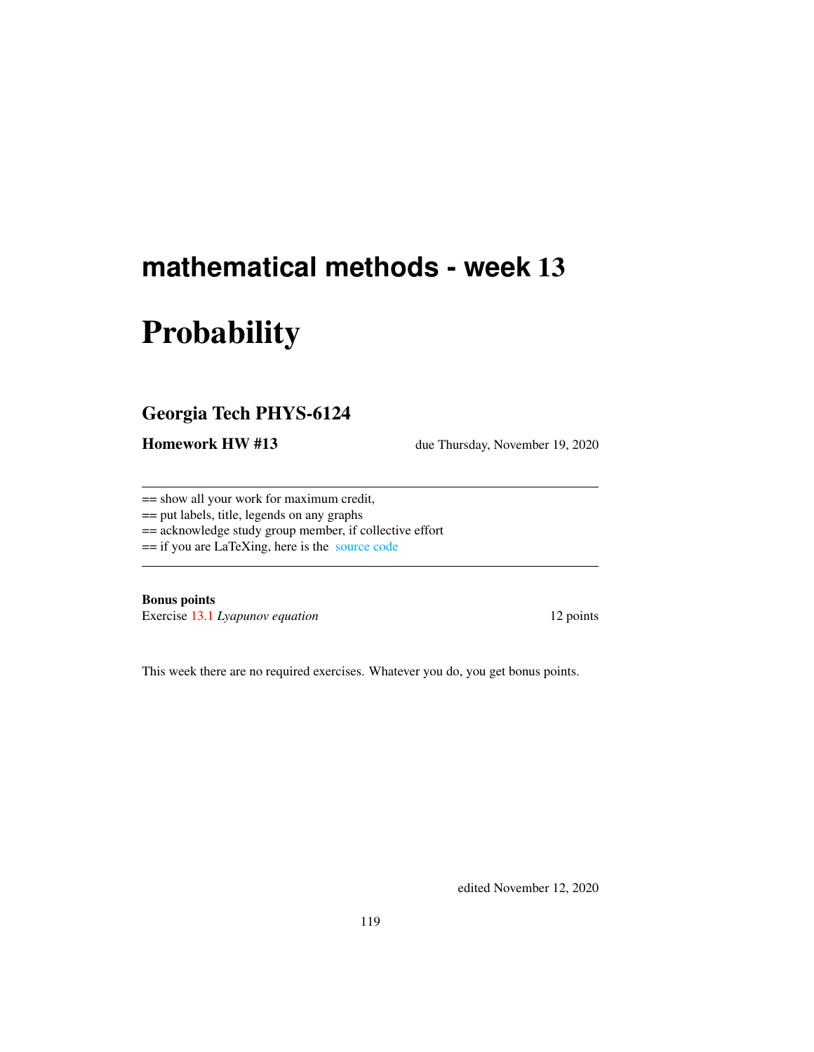# mathematical methods - week 13

# Probability

## Georgia Tech PHYS-6124

**Homework HW #13** due Thursday, November 19, 2020

---

== show all your work for maximum credit,
== put labels, title, legends on any graphs
== acknowledge study group member, if collective effort
== if you are LaTeXing, here is the source code

---

**Bonus points**
Exercise 13.1 *Lyapunov equation* 12 points

This week there are no required exercises. Whatever you do, you get bonus points.

edited November 12, 2020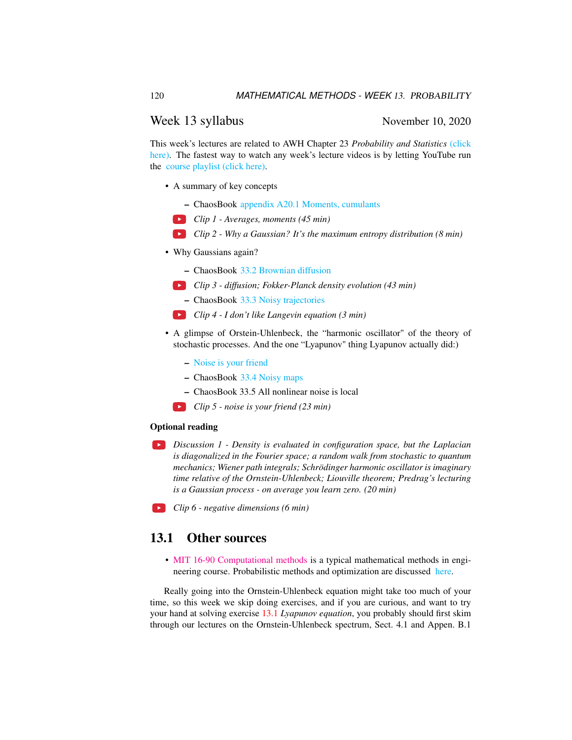## Week 13 syllabus

November 10, 2020

This week's lectures are related to AWH Chapter 23 *Probability and Statistics* (click here). The fastest way to watch any week's lecture videos is by letting YouTube run the course playlist (click here).

- A summary of key concepts
  - ChaosBook appendix A20.1 Moments, cumulants
  - *Clip 1 - Averages, moments (45 min)*
  - *Clip 2 - Why a Gaussian? It's the maximum entropy distribution (8 min)*
- Why Gaussians again?
  - ChaosBook 33.2 Brownian diffusion
  - *Clip 3 - diffusion; Fokker-Planck density evolution (43 min)*
  - ChaosBook 33.3 Noisy trajectories
  - *Clip 4 - I don't like Langevin equation (3 min)*
- A glimpse of Orstein-Uhlenbeck, the "harmonic oscillator" of the theory of stochastic processes. And the one "Lyapunov" thing Lyapunov actually did:)
  - Noise is your friend
  - ChaosBook 33.4 Noisy maps
  - ChaosBook 33.5 All nonlinear noise is local
  - *Clip 5 - noise is your friend (23 min)*

**Optional reading**

*Discussion 1 - Density is evaluated in configuration space, but the Laplacian is diagonalized in the Fourier space; a random walk from stochastic to quantum mechanics; Wiener path integrals; Schrödinger harmonic oscillator is imaginary time relative of the Ornstein-Uhlenbeck; Liouville theorem; Predrag's lecturing is a Gaussian process - on average you learn zero. (20 min)*

*Clip 6 - negative dimensions (6 min)*

## 13.1 Other sources

- MIT 16-90 Computational methods is a typical mathematical methods in engineering course. Probabilistic methods and optimization are discussed here.

Really going into the Ornstein-Uhlenbeck equation might take too much of your time, so this week we skip doing exercises, and if you are curious, and want to try your hand at solving exercise 13.1 *Lyapunov equation*, you probably should first skim through our lectures on the Ornstein-Uhlenbeck spectrum, Sect. 4.1 and Appen. B.1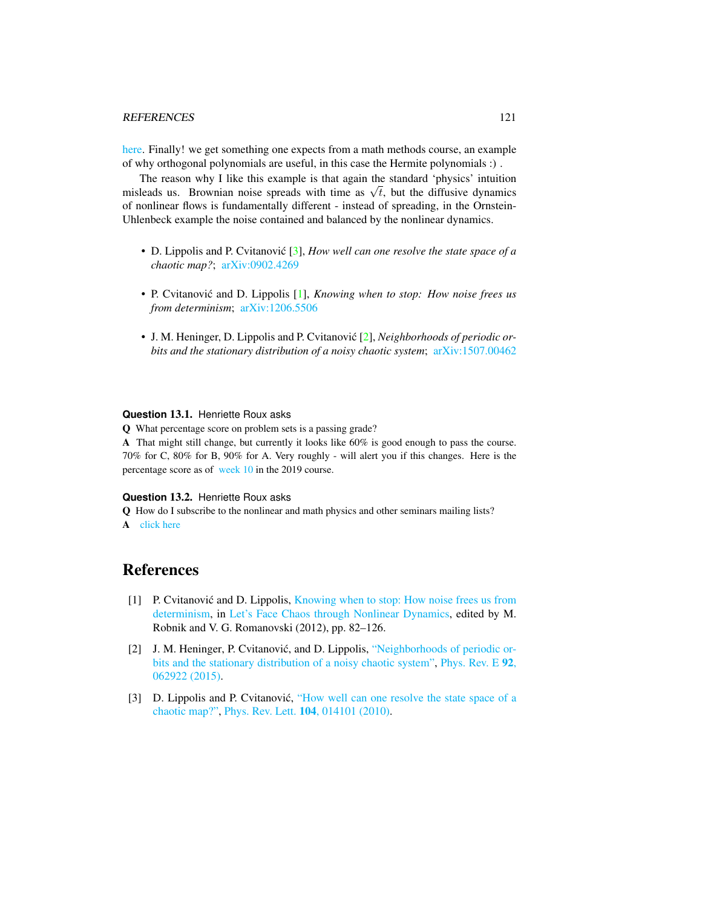here. Finally! we get something one expects from a math methods course, an example of why orthogonal polynomials are useful, in this case the Hermite polynomials :) .

The reason why I like this example is that again the standard 'physics' intuition misleads us. Brownian noise spreads with time as $\sqrt{t}$, but the diffusive dynamics of nonlinear flows is fundamentally different - instead of spreading, in the Ornstein-Uhlenbeck example the noise contained and balanced by the nonlinear dynamics.

- D. Lippolis and P. Cvitanović [3], *How well can one resolve the state space of a chaotic map?*; arXiv:0902.4269
- P. Cvitanović and D. Lippolis [1], *Knowing when to stop: How noise frees us from determinism*; arXiv:1206.5506
- J. M. Heninger, D. Lippolis and P. Cvitanović [2], *Neighborhoods of periodic orbits and the stationary distribution of a noisy chaotic system*; arXiv:1507.00462

**Question 13.1.** Henriette Roux asks

**Q** What percentage score on problem sets is a passing grade?

**A** That might still change, but currently it looks like 60% is good enough to pass the course. 70% for C, 80% for B, 90% for A. Very roughly - will alert you if this changes. Here is the percentage score as of week 10 in the 2019 course.

**Question 13.2.** Henriette Roux asks

**Q** How do I subscribe to the nonlinear and math physics and other seminars mailing lists?

**A** click here

# References

[1] P. Cvitanović and D. Lippolis, Knowing when to stop: How noise frees us from determinism, in Let's Face Chaos through Nonlinear Dynamics, edited by M. Robnik and V. G. Romanovski (2012), pp. 82–126.

[2] J. M. Heninger, P. Cvitanović, and D. Lippolis, "Neighborhoods of periodic orbits and the stationary distribution of a noisy chaotic system", Phys. Rev. E **92**, 062922 (2015).

[3] D. Lippolis and P. Cvitanović, "How well can one resolve the state space of a chaotic map?", Phys. Rev. Lett. **104**, 014101 (2010).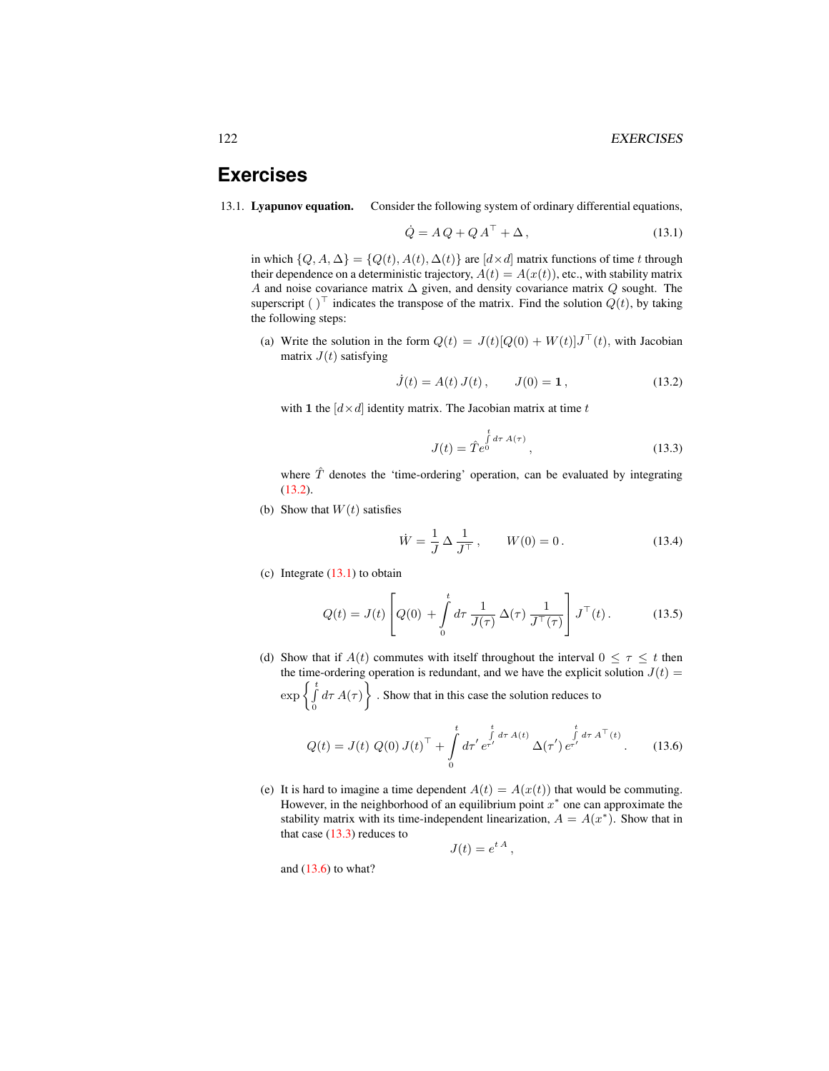# Exercises

13.1. **Lyapunov equation.** Consider the following system of ordinary differential equations,

$$\dot{Q} = A\,Q + Q\,A^{\top} + \Delta\,, \tag{13.1}$$

in which $\{Q, A, \Delta\} = \{Q(t), A(t), \Delta(t)\}$ are $[d \times d]$ matrix functions of time $t$ through their dependence on a deterministic trajectory, $A(t) = A(x(t))$, etc., with stability matrix $A$ and noise covariance matrix $\Delta$ given, and density covariance matrix $Q$ sought. The superscript $(\ )^{\top}$ indicates the transpose of the matrix. Find the solution $Q(t)$, by taking the following steps:

(a) Write the solution in the form $Q(t) = J(t)[Q(0) + W(t)]J^{\top}(t)$, with Jacobian matrix $J(t)$ satisfying

$$\dot{J}(t) = A(t)\,J(t)\,, \qquad J(0) = \mathbf{1}\,, \tag{13.2}$$

with $\mathbf{1}$ the $[d \times d]$ identity matrix. The Jacobian matrix at time $t$

$$J(t) = \hat{T} e^{\int_0^t d\tau\, A(\tau)}\,, \tag{13.3}$$

where $\hat{T}$ denotes the 'time-ordering' operation, can be evaluated by integrating (13.2).

(b) Show that $W(t)$ satisfies

$$\dot{W} = \frac{1}{J}\,\Delta\,\frac{1}{J^{\top}}\,, \qquad W(0) = 0\,. \tag{13.4}$$

(c) Integrate (13.1) to obtain

$$Q(t) = J(t)\left[Q(0) + \int_0^t d\tau\, \frac{1}{J(\tau)}\,\Delta(\tau)\,\frac{1}{J^{\top}(\tau)}\right] J^{\top}(t)\,. \tag{13.5}$$

(d) Show that if $A(t)$ commutes with itself throughout the interval $0 \leq \tau \leq t$ then the time-ordering operation is redundant, and we have the explicit solution $J(t) = \exp\left\{\int_0^t d\tau\, A(\tau)\right\}$. Show that in this case the solution reduces to

$$Q(t) = J(t)\; Q(0)\; J(t)^{\top} + \int_0^t d\tau'\, e^{\int_{\tau'}^t d\tau\, A(t)}\,\Delta(\tau')\, e^{\int_{\tau'}^t d\tau\, A^{\top}(t)}\,. \tag{13.6}$$

(e) It is hard to imagine a time dependent $A(t) = A(x(t))$ that would be commuting. However, in the neighborhood of an equilibrium point $x^*$ one can approximate the stability matrix with its time-independent linearization, $A = A(x^*)$. Show that in that case (13.3) reduces to

$$J(t) = e^{t\,A}\,,$$

and (13.6) to what?